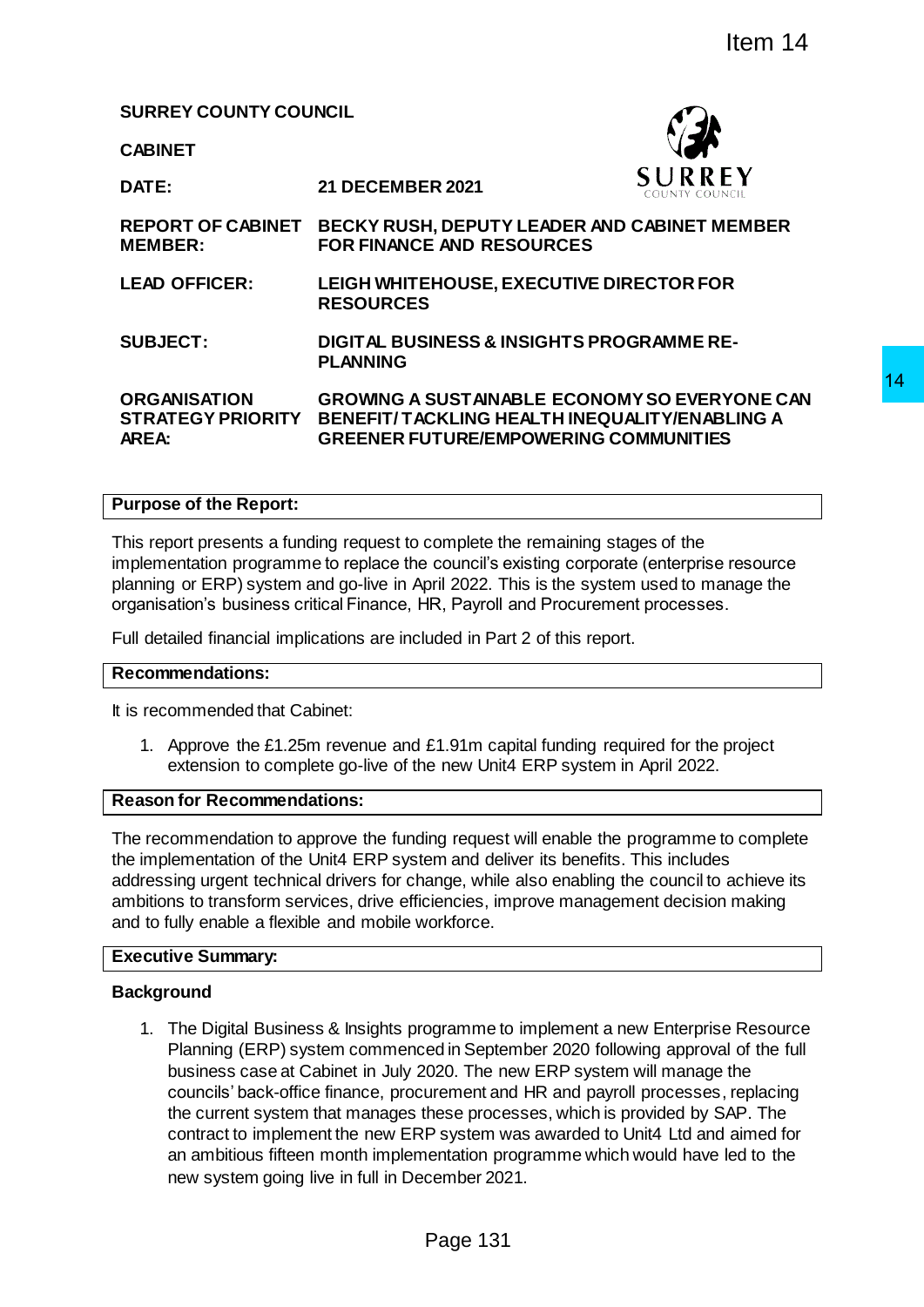Item 14

**SURREY COUNTY COUNCIL**

**CABINET**

| | |
|---|---|
| **DATE:** | **21 DECEMBER 2021** |
| **REPORT OF CABINET MEMBER:** | **BECKY RUSH, DEPUTY LEADER AND CABINET MEMBER FOR FINANCE AND RESOURCES** |
| **LEAD OFFICER:** | **LEIGH WHITEHOUSE, EXECUTIVE DIRECTOR FOR RESOURCES** |
| **SUBJECT:** | **DIGITAL BUSINESS & INSIGHTS PROGRAMME RE-PLANNING** |
| **ORGANISATION STRATEGY PRIORITY AREA:** | **GROWING A SUSTAINABLE ECONOMY SO EVERYONE CAN BENEFIT/ TACKLING HEALTH INEQUALITY/ENABLING A GREENER FUTURE/EMPOWERING COMMUNITIES** |

## Purpose of the Report:

This report presents a funding request to complete the remaining stages of the implementation programme to replace the council's existing corporate (enterprise resource planning or ERP) system and go-live in April 2022. This is the system used to manage the organisation's business critical Finance, HR, Payroll and Procurement processes.

Full detailed financial implications are included in Part 2 of this report.

## Recommendations:

It is recommended that Cabinet:

1. Approve the £1.25m revenue and £1.91m capital funding required for the project extension to complete go-live of the new Unit4 ERP system in April 2022.

## Reason for Recommendations:

The recommendation to approve the funding request will enable the programme to complete the implementation of the Unit4 ERP system and deliver its benefits. This includes addressing urgent technical drivers for change, while also enabling the council to achieve its ambitions to transform services, drive efficiencies, improve management decision making and to fully enable a flexible and mobile workforce.

## Executive Summary:

### Background

1. The Digital Business & Insights programme to implement a new Enterprise Resource Planning (ERP) system commenced in September 2020 following approval of the full business case at Cabinet in July 2020. The new ERP system will manage the councils' back-office finance, procurement and HR and payroll processes, replacing the current system that manages these processes, which is provided by SAP. The contract to implement the new ERP system was awarded to Unit4 Ltd and aimed for an ambitious fifteen month implementation programme which would have led to the new system going live in full in December 2021.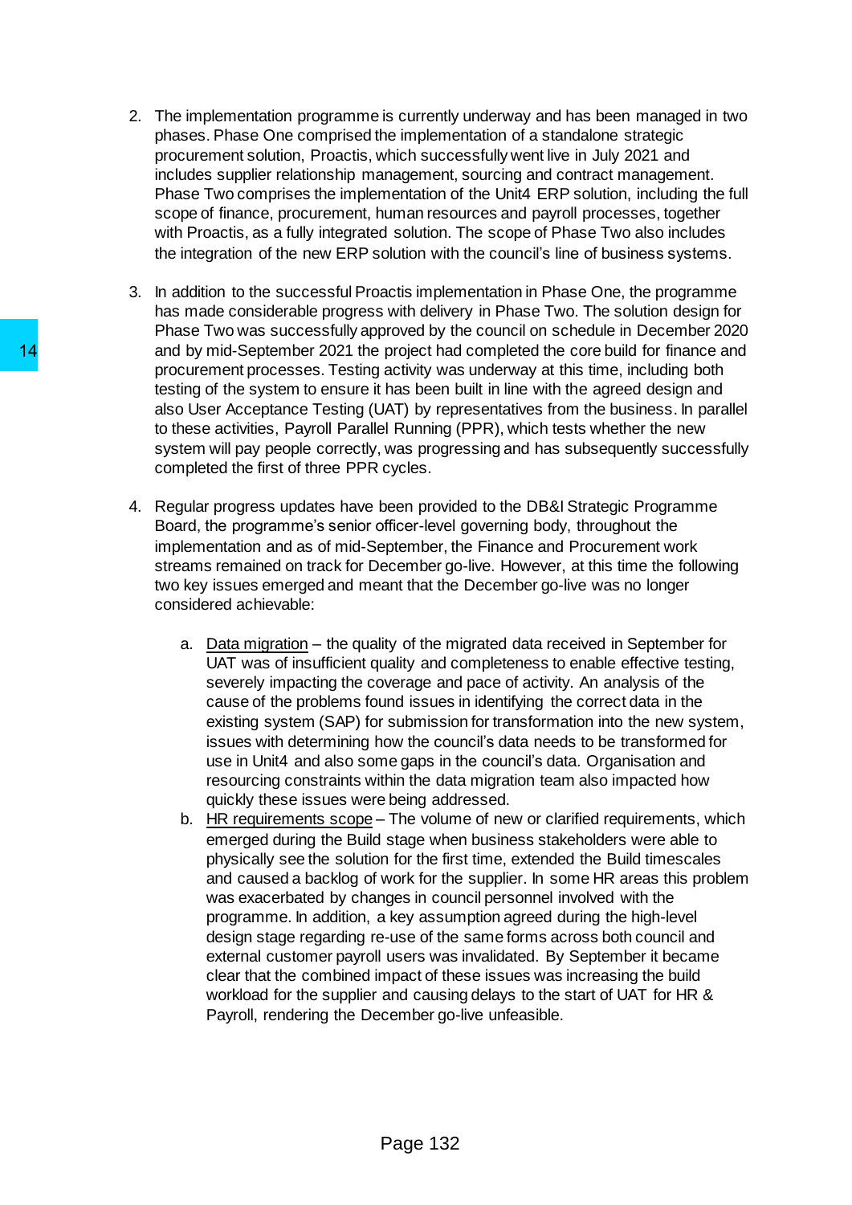2. The implementation programme is currently underway and has been managed in two phases. Phase One comprised the implementation of a standalone strategic procurement solution, Proactis, which successfully went live in July 2021 and includes supplier relationship management, sourcing and contract management. Phase Two comprises the implementation of the Unit4 ERP solution, including the full scope of finance, procurement, human resources and payroll processes, together with Proactis, as a fully integrated solution. The scope of Phase Two also includes the integration of the new ERP solution with the council's line of business systems.

3. In addition to the successful Proactis implementation in Phase One, the programme has made considerable progress with delivery in Phase Two. The solution design for Phase Two was successfully approved by the council on schedule in December 2020 and by mid-September 2021 the project had completed the core build for finance and procurement processes. Testing activity was underway at this time, including both testing of the system to ensure it has been built in line with the agreed design and also User Acceptance Testing (UAT) by representatives from the business. In parallel to these activities, Payroll Parallel Running (PPR), which tests whether the new system will pay people correctly, was progressing and has subsequently successfully completed the first of three PPR cycles.

4. Regular progress updates have been provided to the DB&I Strategic Programme Board, the programme's senior officer-level governing body, throughout the implementation and as of mid-September, the Finance and Procurement work streams remained on track for December go-live. However, at this time the following two key issues emerged and meant that the December go-live was no longer considered achievable:

   a. Data migration – the quality of the migrated data received in September for UAT was of insufficient quality and completeness to enable effective testing, severely impacting the coverage and pace of activity. An analysis of the cause of the problems found issues in identifying the correct data in the existing system (SAP) for submission for transformation into the new system, issues with determining how the council's data needs to be transformed for use in Unit4 and also some gaps in the council's data. Organisation and resourcing constraints within the data migration team also impacted how quickly these issues were being addressed.

   b. HR requirements scope – The volume of new or clarified requirements, which emerged during the Build stage when business stakeholders were able to physically see the solution for the first time, extended the Build timescales and caused a backlog of work for the supplier. In some HR areas this problem was exacerbated by changes in council personnel involved with the programme. In addition, a key assumption agreed during the high-level design stage regarding re-use of the same forms across both council and external customer payroll users was invalidated. By September it became clear that the combined impact of these issues was increasing the build workload for the supplier and causing delays to the start of UAT for HR & Payroll, rendering the December go-live unfeasible.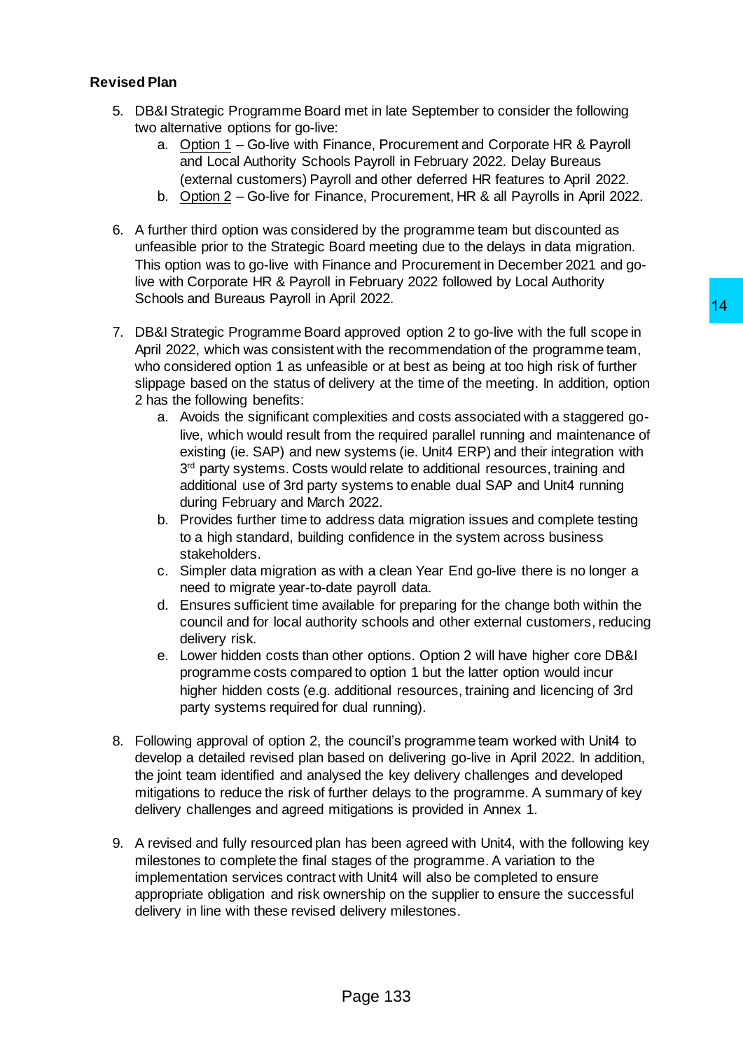**Revised Plan**

5. DB&I Strategic Programme Board met in late September to consider the following two alternative options for go-live:
   a. Option 1 – Go-live with Finance, Procurement and Corporate HR & Payroll and Local Authority Schools Payroll in February 2022. Delay Bureaus (external customers) Payroll and other deferred HR features to April 2022.
   b. Option 2 – Go-live for Finance, Procurement, HR & all Payrolls in April 2022.

6. A further third option was considered by the programme team but discounted as unfeasible prior to the Strategic Board meeting due to the delays in data migration. This option was to go-live with Finance and Procurement in December 2021 and go-live with Corporate HR & Payroll in February 2022 followed by Local Authority Schools and Bureaus Payroll in April 2022.

7. DB&I Strategic Programme Board approved option 2 to go-live with the full scope in April 2022, which was consistent with the recommendation of the programme team, who considered option 1 as unfeasible or at best as being at too high risk of further slippage based on the status of delivery at the time of the meeting. In addition, option 2 has the following benefits:
   a. Avoids the significant complexities and costs associated with a staggered go-live, which would result from the required parallel running and maintenance of existing (ie. SAP) and new systems (ie. Unit4 ERP) and their integration with 3rd party systems. Costs would relate to additional resources, training and additional use of 3rd party systems to enable dual SAP and Unit4 running during February and March 2022.
   b. Provides further time to address data migration issues and complete testing to a high standard, building confidence in the system across business stakeholders.
   c. Simpler data migration as with a clean Year End go-live there is no longer a need to migrate year-to-date payroll data.
   d. Ensures sufficient time available for preparing for the change both within the council and for local authority schools and other external customers, reducing delivery risk.
   e. Lower hidden costs than other options. Option 2 will have higher core DB&I programme costs compared to option 1 but the latter option would incur higher hidden costs (e.g. additional resources, training and licencing of 3rd party systems required for dual running).

8. Following approval of option 2, the council's programme team worked with Unit4 to develop a detailed revised plan based on delivering go-live in April 2022. In addition, the joint team identified and analysed the key delivery challenges and developed mitigations to reduce the risk of further delays to the programme. A summary of key delivery challenges and agreed mitigations is provided in Annex 1.

9. A revised and fully resourced plan has been agreed with Unit4, with the following key milestones to complete the final stages of the programme. A variation to the implementation services contract with Unit4 will also be completed to ensure appropriate obligation and risk ownership on the supplier to ensure the successful delivery in line with these revised delivery milestones.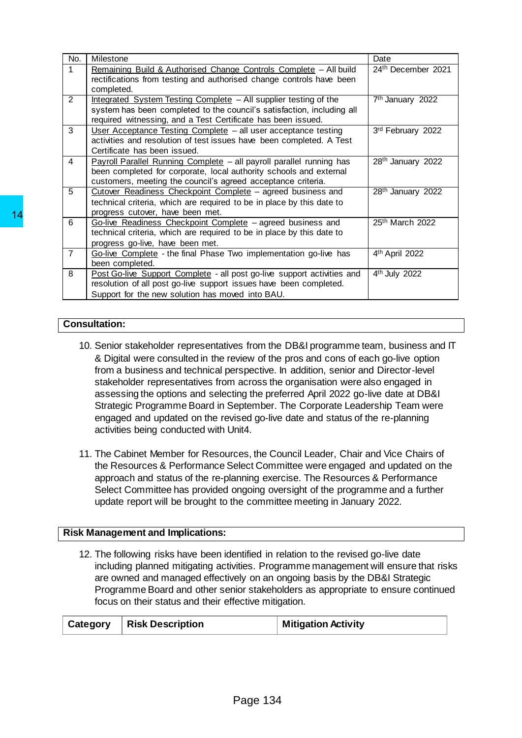| No. | Milestone | Date |
|---|---|---|
| 1 | Remaining Build & Authorised Change Controls Complete – All build rectifications from testing and authorised change controls have been completed. | 24th December 2021 |
| 2 | Integrated System Testing Complete – All supplier testing of the system has been completed to the council's satisfaction, including all required witnessing, and a Test Certificate has been issued. | 7th January 2022 |
| 3 | User Acceptance Testing Complete – all user acceptance testing activities and resolution of test issues have been completed. A Test Certificate has been issued. | 3rd February 2022 |
| 4 | Payroll Parallel Running Complete – all payroll parallel running has been completed for corporate, local authority schools and external customers, meeting the council's agreed acceptance criteria. | 28th January 2022 |
| 5 | Cutover Readiness Checkpoint Complete – agreed business and technical criteria, which are required to be in place by this date to progress cutover, have been met. | 28th January 2022 |
| 6 | Go-live Readiness Checkpoint Complete – agreed business and technical criteria, which are required to be in place by this date to progress go-live, have been met. | 25th March 2022 |
| 7 | Go-live Complete - the final Phase Two implementation go-live has been completed. | 4th April 2022 |
| 8 | Post Go-live Support Complete - all post go-live support activities and resolution of all post go-live support issues have been completed. Support for the new solution has moved into BAU. | 4th July 2022 |

## Consultation:

10. Senior stakeholder representatives from the DB&I programme team, business and IT & Digital were consulted in the review of the pros and cons of each go-live option from a business and technical perspective. In addition, senior and Director-level stakeholder representatives from across the organisation were also engaged in assessing the options and selecting the preferred April 2022 go-live date at DB&I Strategic Programme Board in September. The Corporate Leadership Team were engaged and updated on the revised go-live date and status of the re-planning activities being conducted with Unit4.

11. The Cabinet Member for Resources, the Council Leader, Chair and Vice Chairs of the Resources & Performance Select Committee were engaged and updated on the approach and status of the re-planning exercise. The Resources & Performance Select Committee has provided ongoing oversight of the programme and a further update report will be brought to the committee meeting in January 2022.

## Risk Management and Implications:

12. The following risks have been identified in relation to the revised go-live date including planned mitigating activities. Programme management will ensure that risks are owned and managed effectively on an ongoing basis by the DB&I Strategic Programme Board and other senior stakeholders as appropriate to ensure continued focus on their status and their effective mitigation.

| Category | Risk Description | Mitigation Activity |
|---|---|---|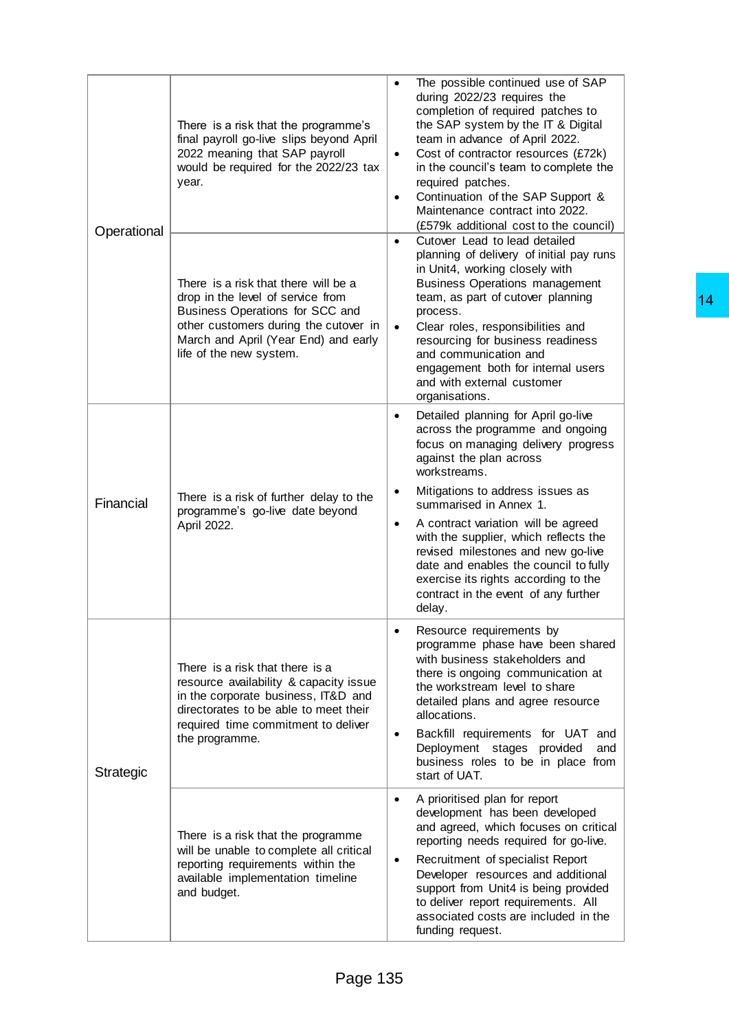| | | |
|---|---|---|
| Operational | There is a risk that the programme's final payroll go-live slips beyond April 2022 meaning that SAP payroll would be required for the 2022/23 tax year. | • The possible continued use of SAP during 2022/23 requires the completion of required patches to the SAP system by the IT & Digital team in advance of April 2022.<br>• Cost of contractor resources (£72k) in the council's team to complete the required patches.<br>• Continuation of the SAP Support & Maintenance contract into 2022. (£579k additional cost to the council) |
| | There is a risk that there will be a drop in the level of service from Business Operations for SCC and other customers during the cutover in March and April (Year End) and early life of the new system. | • Cutover Lead to lead detailed planning of delivery of initial pay runs in Unit4, working closely with Business Operations management team, as part of cutover planning process.<br>• Clear roles, responsibilities and resourcing for business readiness and communication and engagement both for internal users and with external customer organisations. |
| Financial | There is a risk of further delay to the programme's go-live date beyond April 2022. | • Detailed planning for April go-live across the programme and ongoing focus on managing delivery progress against the plan across workstreams.<br>• Mitigations to address issues as summarised in Annex 1.<br>• A contract variation will be agreed with the supplier, which reflects the revised milestones and new go-live date and enables the council to fully exercise its rights according to the contract in the event of any further delay. |
| Strategic | There is a risk that there is a resource availability & capacity issue in the corporate business, IT&D and directorates to be able to meet their required time commitment to deliver the programme. | • Resource requirements by programme phase have been shared with business stakeholders and there is ongoing communication at the workstream level to share detailed plans and agree resource allocations.<br>• Backfill requirements for UAT and Deployment stages provided and business roles to be in place from start of UAT. |
| | There is a risk that the programme will be unable to complete all critical reporting requirements within the available implementation timeline and budget. | • A prioritised plan for report development has been developed and agreed, which focuses on critical reporting needs required for go-live.<br>• Recruitment of specialist Report Developer resources and additional support from Unit4 is being provided to deliver report requirements. All associated costs are included in the funding request. |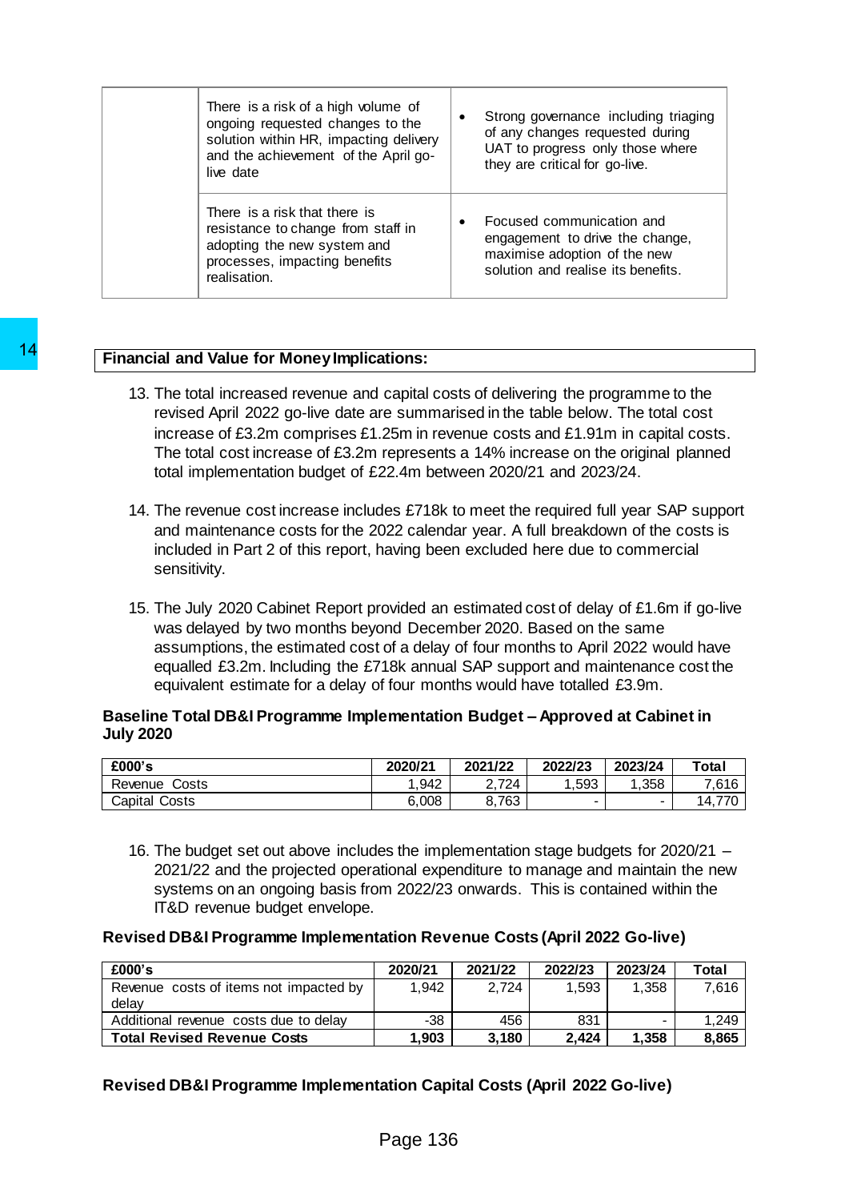| | There is a risk of a high volume of ongoing requested changes to the solution within HR, impacting delivery and the achievement of the April go-live date | • Strong governance including triaging of any changes requested during UAT to progress only those where they are critical for go-live. |
|---|---|---|
| | There is a risk that there is resistance to change from staff in adopting the new system and processes, impacting benefits realisation. | • Focused communication and engagement to drive the change, maximise adoption of the new solution and realise its benefits. |

**Financial and Value for Money Implications:**

13. The total increased revenue and capital costs of delivering the programme to the revised April 2022 go-live date are summarised in the table below. The total cost increase of £3.2m comprises £1.25m in revenue costs and £1.91m in capital costs. The total cost increase of £3.2m represents a 14% increase on the original planned total implementation budget of £22.4m between 2020/21 and 2023/24.

14. The revenue cost increase includes £718k to meet the required full year SAP support and maintenance costs for the 2022 calendar year. A full breakdown of the costs is included in Part 2 of this report, having been excluded here due to commercial sensitivity.

15. The July 2020 Cabinet Report provided an estimated cost of delay of £1.6m if go-live was delayed by two months beyond December 2020. Based on the same assumptions, the estimated cost of a delay of four months to April 2022 would have equalled £3.2m. Including the £718k annual SAP support and maintenance cost the equivalent estimate for a delay of four months would have totalled £3.9m.

**Baseline Total DB&I Programme Implementation Budget – Approved at Cabinet in July 2020**

| £000's | 2020/21 | 2021/22 | 2022/23 | 2023/24 | Total |
|---|---|---|---|---|---|
| Revenue Costs | 1,942 | 2,724 | 1,593 | 1,358 | 7,616 |
| Capital Costs | 6,008 | 8,763 | - | - | 14,770 |

16. The budget set out above includes the implementation stage budgets for 2020/21 – 2021/22 and the projected operational expenditure to manage and maintain the new systems on an ongoing basis from 2022/23 onwards. This is contained within the IT&D revenue budget envelope.

**Revised DB&I Programme Implementation Revenue Costs (April 2022 Go-live)**

| £000's | 2020/21 | 2021/22 | 2022/23 | 2023/24 | Total |
|---|---|---|---|---|---|
| Revenue costs of items not impacted by delay | 1,942 | 2,724 | 1,593 | 1,358 | 7,616 |
| Additional revenue costs due to delay | -38 | 456 | 831 | - | 1,249 |
| **Total Revised Revenue Costs** | **1,903** | **3,180** | **2,424** | **1,358** | **8,865** |

**Revised DB&I Programme Implementation Capital Costs (April 2022 Go-live)**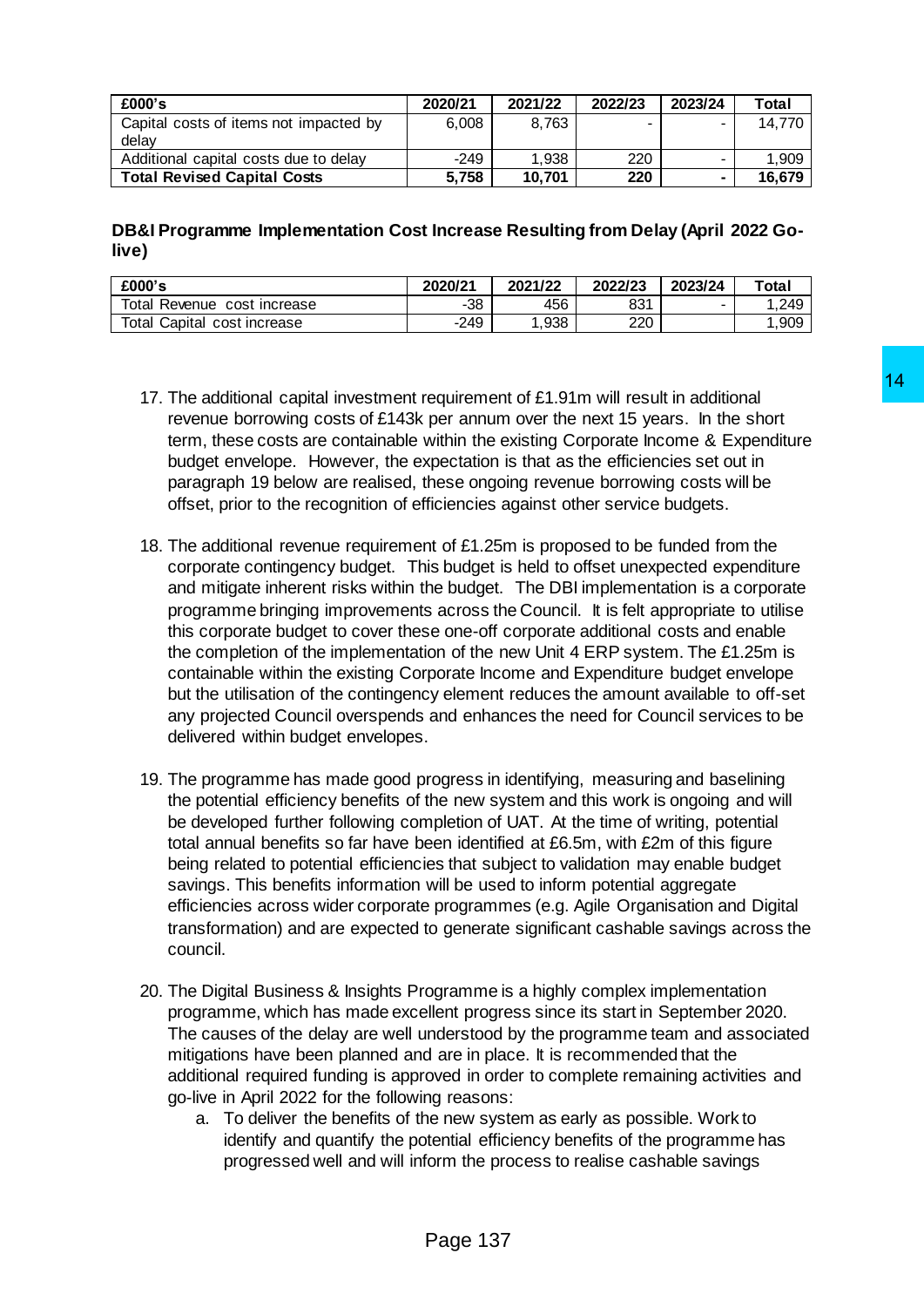| £000's | 2020/21 | 2021/22 | 2022/23 | 2023/24 | Total |
|---|---|---|---|---|---|
| Capital costs of items not impacted by delay | 6,008 | 8,763 | - | - | 14,770 |
| Additional capital costs due to delay | -249 | 1,938 | 220 | - | 1,909 |
| **Total Revised Capital Costs** | **5,758** | **10,701** | **220** | **-** | **16,679** |

**DB&I Programme Implementation Cost Increase Resulting from Delay (April 2022 Go-live)**

| £000's | 2020/21 | 2021/22 | 2022/23 | 2023/24 | Total |
|---|---|---|---|---|---|
| Total Revenue cost increase | -38 | 456 | 831 | - | 1,249 |
| Total Capital cost increase | -249 | 1,938 | 220 | | 1,909 |

17. The additional capital investment requirement of £1.91m will result in additional revenue borrowing costs of £143k per annum over the next 15 years. In the short term, these costs are containable within the existing Corporate Income & Expenditure budget envelope. However, the expectation is that as the efficiencies set out in paragraph 19 below are realised, these ongoing revenue borrowing costs will be offset, prior to the recognition of efficiencies against other service budgets.

18. The additional revenue requirement of £1.25m is proposed to be funded from the corporate contingency budget. This budget is held to offset unexpected expenditure and mitigate inherent risks within the budget. The DBI implementation is a corporate programme bringing improvements across the Council. It is felt appropriate to utilise this corporate budget to cover these one-off corporate additional costs and enable the completion of the implementation of the new Unit 4 ERP system. The £1.25m is containable within the existing Corporate Income and Expenditure budget envelope but the utilisation of the contingency element reduces the amount available to off-set any projected Council overspends and enhances the need for Council services to be delivered within budget envelopes.

19. The programme has made good progress in identifying, measuring and baselining the potential efficiency benefits of the new system and this work is ongoing and will be developed further following completion of UAT. At the time of writing, potential total annual benefits so far have been identified at £6.5m, with £2m of this figure being related to potential efficiencies that subject to validation may enable budget savings. This benefits information will be used to inform potential aggregate efficiencies across wider corporate programmes (e.g. Agile Organisation and Digital transformation) and are expected to generate significant cashable savings across the council.

20. The Digital Business & Insights Programme is a highly complex implementation programme, which has made excellent progress since its start in September 2020. The causes of the delay are well understood by the programme team and associated mitigations have been planned and are in place. It is recommended that the additional required funding is approved in order to complete remaining activities and go-live in April 2022 for the following reasons:
    a. To deliver the benefits of the new system as early as possible. Work to identify and quantify the potential efficiency benefits of the programme has progressed well and will inform the process to realise cashable savings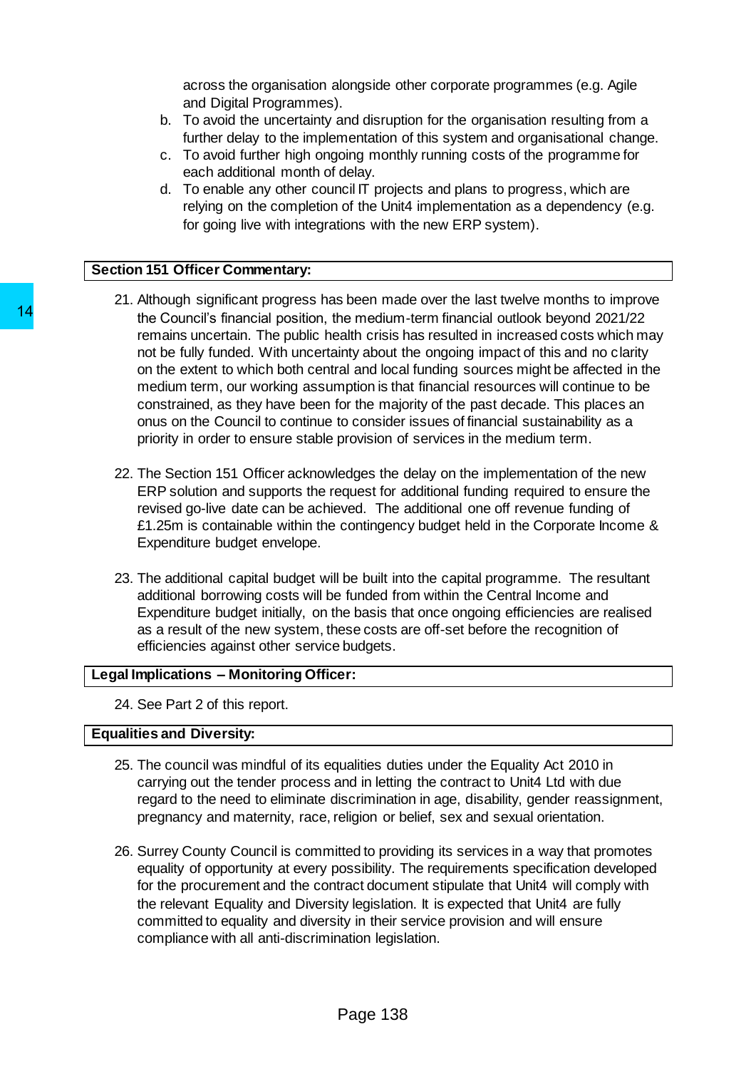across the organisation alongside other corporate programmes (e.g. Agile and Digital Programmes).

b. To avoid the uncertainty and disruption for the organisation resulting from a further delay to the implementation of this system and organisational change.
c. To avoid further high ongoing monthly running costs of the programme for each additional month of delay.
d. To enable any other council IT projects and plans to progress, which are relying on the completion of the Unit4 implementation as a dependency (e.g. for going live with integrations with the new ERP system).

**Section 151 Officer Commentary:**

21. Although significant progress has been made over the last twelve months to improve the Council's financial position, the medium-term financial outlook beyond 2021/22 remains uncertain. The public health crisis has resulted in increased costs which may not be fully funded. With uncertainty about the ongoing impact of this and no clarity on the extent to which both central and local funding sources might be affected in the medium term, our working assumption is that financial resources will continue to be constrained, as they have been for the majority of the past decade. This places an onus on the Council to continue to consider issues of financial sustainability as a priority in order to ensure stable provision of services in the medium term.

22. The Section 151 Officer acknowledges the delay on the implementation of the new ERP solution and supports the request for additional funding required to ensure the revised go-live date can be achieved. The additional one off revenue funding of £1.25m is containable within the contingency budget held in the Corporate Income & Expenditure budget envelope.

23. The additional capital budget will be built into the capital programme. The resultant additional borrowing costs will be funded from within the Central Income and Expenditure budget initially, on the basis that once ongoing efficiencies are realised as a result of the new system, these costs are off-set before the recognition of efficiencies against other service budgets.

**Legal Implications – Monitoring Officer:**

24. See Part 2 of this report.

**Equalities and Diversity:**

25. The council was mindful of its equalities duties under the Equality Act 2010 in carrying out the tender process and in letting the contract to Unit4 Ltd with due regard to the need to eliminate discrimination in age, disability, gender reassignment, pregnancy and maternity, race, religion or belief, sex and sexual orientation.

26. Surrey County Council is committed to providing its services in a way that promotes equality of opportunity at every possibility. The requirements specification developed for the procurement and the contract document stipulate that Unit4 will comply with the relevant Equality and Diversity legislation. It is expected that Unit4 are fully committed to equality and diversity in their service provision and will ensure compliance with all anti-discrimination legislation.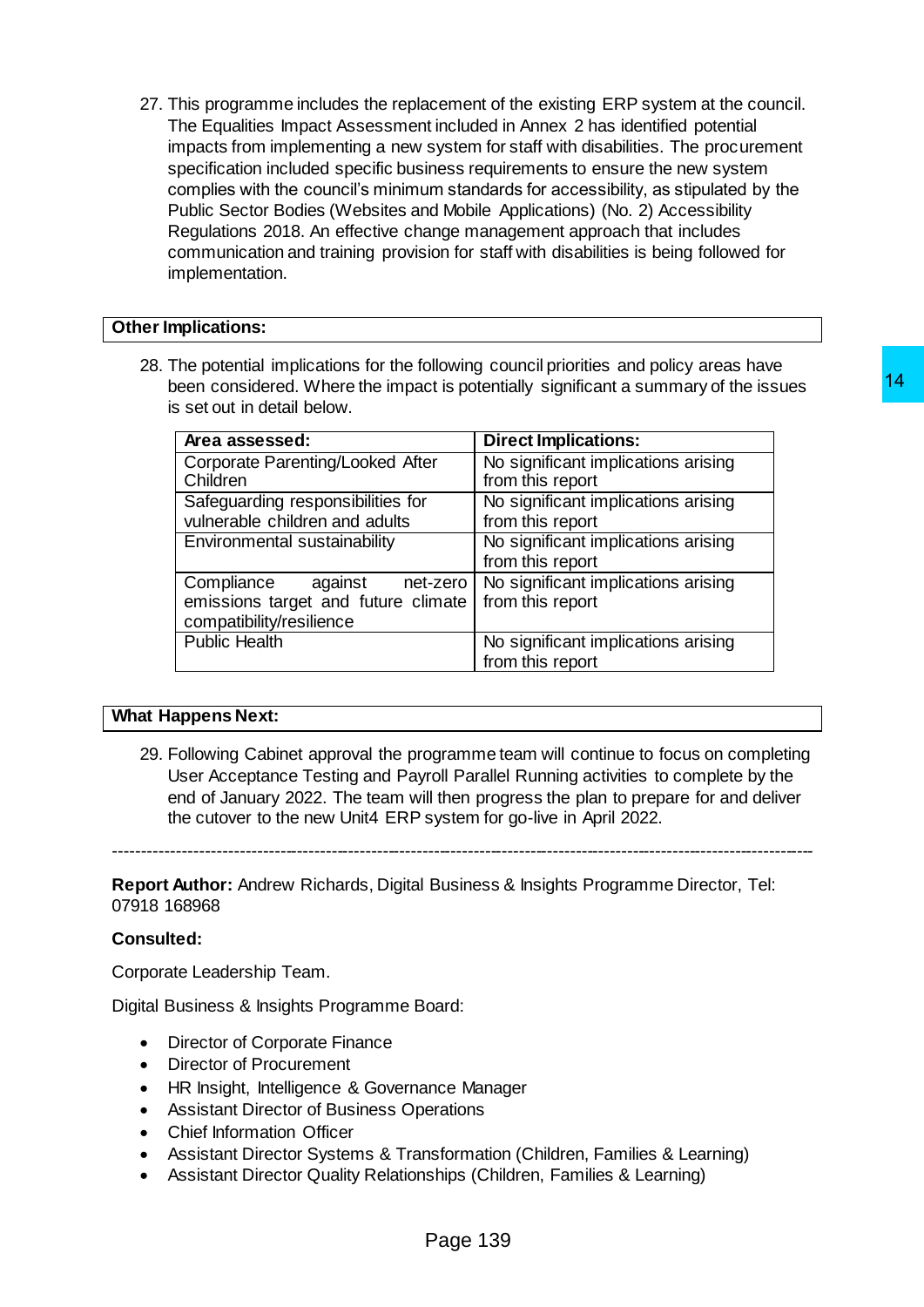27. This programme includes the replacement of the existing ERP system at the council. The Equalities Impact Assessment included in Annex 2 has identified potential impacts from implementing a new system for staff with disabilities. The procurement specification included specific business requirements to ensure the new system complies with the council's minimum standards for accessibility, as stipulated by the Public Sector Bodies (Websites and Mobile Applications) (No. 2) Accessibility Regulations 2018. An effective change management approach that includes communication and training provision for staff with disabilities is being followed for implementation.

**Other Implications:**

28. The potential implications for the following council priorities and policy areas have been considered. Where the impact is potentially significant a summary of the issues is set out in detail below.

| Area assessed: | Direct Implications: |
|---|---|
| Corporate Parenting/Looked After Children | No significant implications arising from this report |
| Safeguarding responsibilities for vulnerable children and adults | No significant implications arising from this report |
| Environmental sustainability | No significant implications arising from this report |
| Compliance against net-zero emissions target and future climate compatibility/resilience | No significant implications arising from this report |
| Public Health | No significant implications arising from this report |

**What Happens Next:**

29. Following Cabinet approval the programme team will continue to focus on completing User Acceptance Testing and Payroll Parallel Running activities to complete by the end of January 2022. The team will then progress the plan to prepare for and deliver the cutover to the new Unit4 ERP system for go-live in April 2022.

---

**Report Author:** Andrew Richards, Digital Business & Insights Programme Director, Tel: 07918 168968

**Consulted:**

Corporate Leadership Team.

Digital Business & Insights Programme Board:

- Director of Corporate Finance
- Director of Procurement
- HR Insight, Intelligence & Governance Manager
- Assistant Director of Business Operations
- Chief Information Officer
- Assistant Director Systems & Transformation (Children, Families & Learning)
- Assistant Director Quality Relationships (Children, Families & Learning)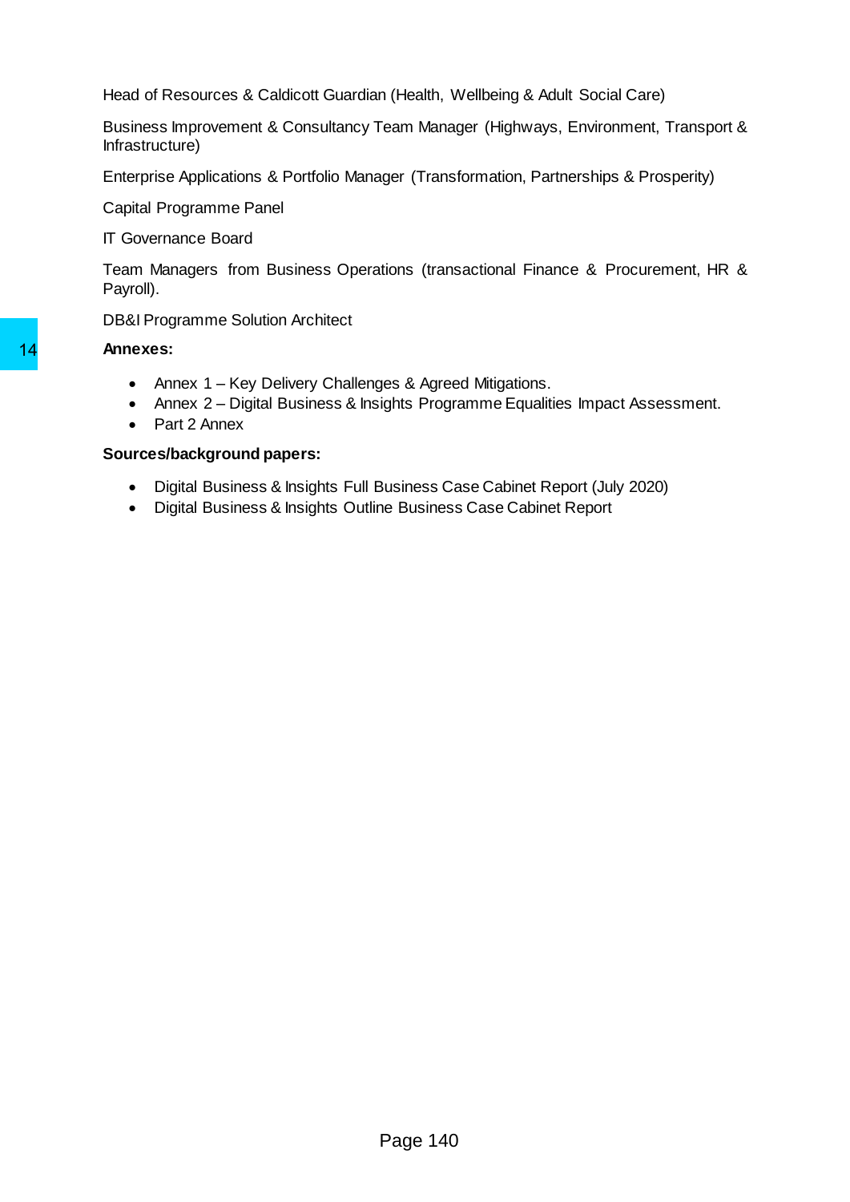Head of Resources & Caldicott Guardian (Health, Wellbeing & Adult Social Care)

Business Improvement & Consultancy Team Manager (Highways, Environment, Transport & Infrastructure)

Enterprise Applications & Portfolio Manager (Transformation, Partnerships & Prosperity)

Capital Programme Panel

IT Governance Board

Team Managers from Business Operations (transactional Finance & Procurement, HR & Payroll).

DB&I Programme Solution Architect

**Annexes:**

- Annex 1 – Key Delivery Challenges & Agreed Mitigations.
- Annex 2 – Digital Business & Insights Programme Equalities Impact Assessment.
- Part 2 Annex

**Sources/background papers:**

- Digital Business & Insights Full Business Case Cabinet Report (July 2020)
- Digital Business & Insights Outline Business Case Cabinet Report